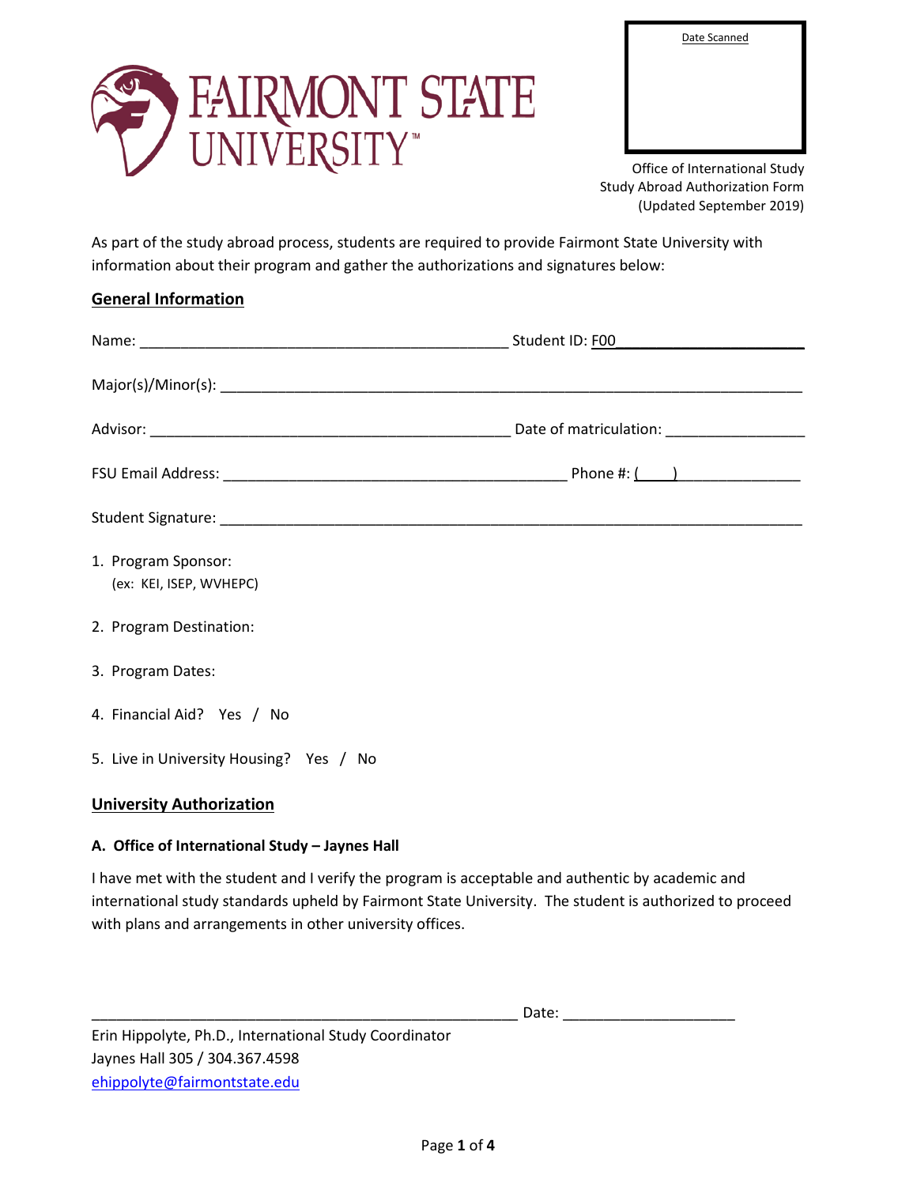FAIRMONT STATE UNIVERSITY

Date Scanned

Office of International Study
Study Abroad Authorization Form
(Updated September 2019)

As part of the study abroad process, students are required to provide Fairmont State University with information about their program and gather the authorizations and signatures below:

## General Information

Name: ____________________________________________ Student ID: F00______________________

Major(s)/Minor(s): ______________________________________________________________________

Advisor: ___________________________________________ Date of matriculation: ________________

FSU Email Address: _________________________________________ Phone #: (____) ______________

Student Signature: ______________________________________________________________________

1. Program Sponsor:
   (ex: KEI, ISEP, WVHEPC)
2. Program Destination:
3. Program Dates:
4. Financial Aid? Yes / No
5. Live in University Housing? Yes / No

## University Authorization

### A. Office of International Study – Jaynes Hall

I have met with the student and I verify the program is acceptable and authentic by academic and international study standards upheld by Fairmont State University. The student is authorized to proceed with plans and arrangements in other university offices.

_____________________________________________________ Date: ____________________

Erin Hippolyte, Ph.D., International Study Coordinator
Jaynes Hall 305 / 304.367.4598
ehippolyte@fairmontstate.edu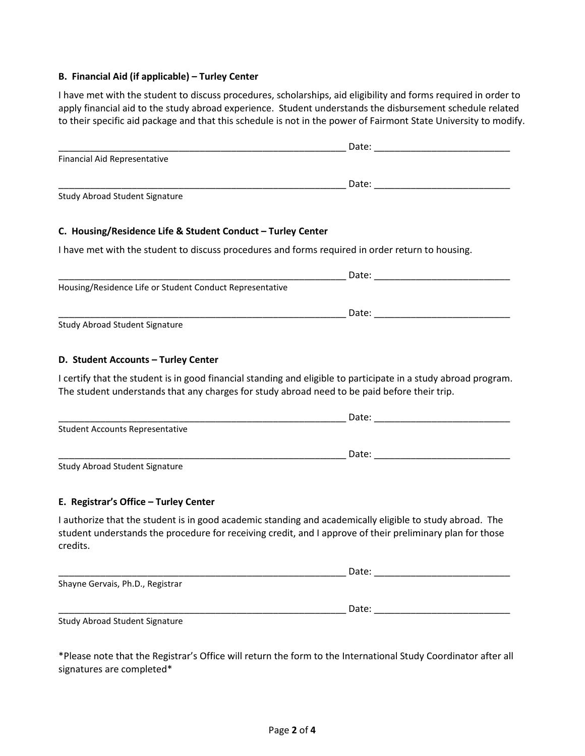**B. Financial Aid (if applicable) – Turley Center**

I have met with the student to discuss procedures, scholarships, aid eligibility and forms required in order to apply financial aid to the study abroad experience. Student understands the disbursement schedule related to their specific aid package and that this schedule is not in the power of Fairmont State University to modify.

__________________________________________________________ Date: __________________________
Financial Aid Representative

__________________________________________________________ Date: __________________________
Study Abroad Student Signature

**C. Housing/Residence Life & Student Conduct – Turley Center**

I have met with the student to discuss procedures and forms required in order return to housing.

__________________________________________________________ Date: __________________________
Housing/Residence Life or Student Conduct Representative

__________________________________________________________ Date: __________________________
Study Abroad Student Signature

**D. Student Accounts – Turley Center**

I certify that the student is in good financial standing and eligible to participate in a study abroad program. The student understands that any charges for study abroad need to be paid before their trip.

__________________________________________________________ Date: __________________________
Student Accounts Representative

__________________________________________________________ Date: __________________________
Study Abroad Student Signature

**E. Registrar's Office – Turley Center**

I authorize that the student is in good academic standing and academically eligible to study abroad. The student understands the procedure for receiving credit, and I approve of their preliminary plan for those credits.

__________________________________________________________ Date: __________________________
Shayne Gervais, Ph.D., Registrar

__________________________________________________________ Date: __________________________
Study Abroad Student Signature

*Please note that the Registrar's Office will return the form to the International Study Coordinator after all signatures are completed*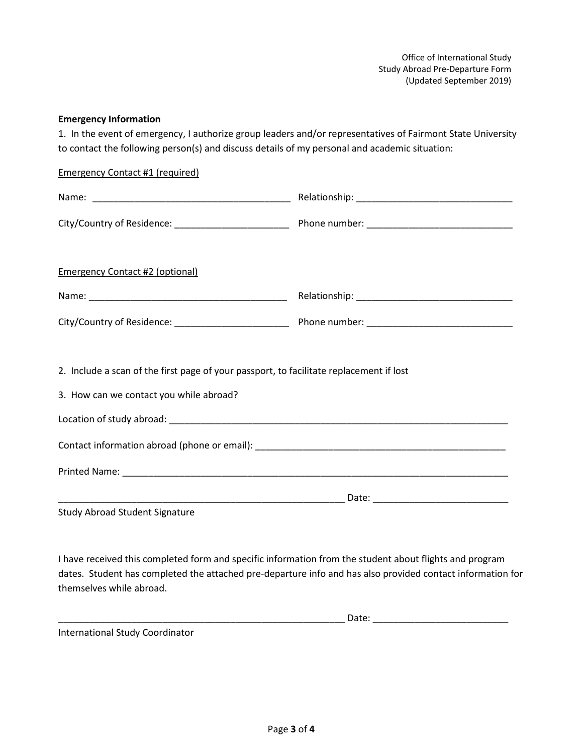Office of International Study
Study Abroad Pre-Departure Form
(Updated September 2019)

**Emergency Information**

1. In the event of emergency, I authorize group leaders and/or representatives of Fairmont State University to contact the following person(s) and discuss details of my personal and academic situation:

<u>Emergency Contact #1 (required)</u>

Name: ______________________________________ Relationship: ______________________________

City/Country of Residence: ______________________ Phone number: ____________________________

<u>Emergency Contact #2 (optional)</u>

Name: ______________________________________ Relationship: ______________________________

City/Country of Residence: ______________________ Phone number: ____________________________

2. Include a scan of the first page of your passport, to facilitate replacement if lost

3. How can we contact you while abroad?

Location of study abroad: ____________________________________________________________________

Contact information abroad (phone or email): ________________________________________________

Printed Name: _____________________________________________________________________________

_________________________________________________________ Date: __________________________

Study Abroad Student Signature

I have received this completed form and specific information from the student about flights and program dates. Student has completed the attached pre-departure info and has also provided contact information for themselves while abroad.

_________________________________________________________ Date: __________________________

International Study Coordinator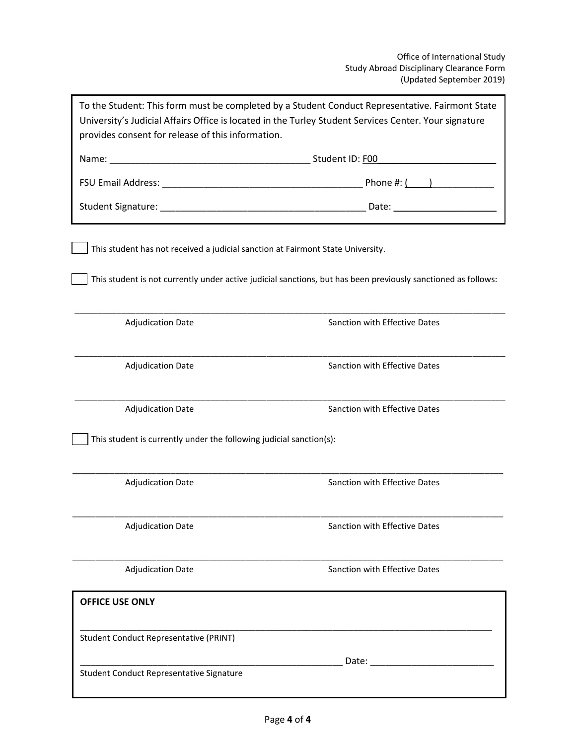Office of International Study
Study Abroad Disciplinary Clearance Form
(Updated September 2019)

To the Student: This form must be completed by a Student Conduct Representative. Fairmont State University's Judicial Affairs Office is located in the Turley Student Services Center. Your signature provides consent for release of this information.

Name: ______________________________________ Student ID: F00______________________

FSU Email Address: ______________________________________ Phone #: (____)____________

Student Signature: ________________________________________ Date: ____________________

☐ This student has not received a judicial sanction at Fairmont State University.

☐ This student is not currently under active judicial sanctions, but has been previously sanctioned as follows:

_____________________________________________________________________________________

Adjudication Date — Sanction with Effective Dates

_____________________________________________________________________________________

Adjudication Date — Sanction with Effective Dates

_____________________________________________________________________________________

Adjudication Date — Sanction with Effective Dates

☐ This student is currently under the following judicial sanction(s):

_____________________________________________________________________________________

Adjudication Date — Sanction with Effective Dates

_____________________________________________________________________________________

Adjudication Date — Sanction with Effective Dates

_____________________________________________________________________________________

Adjudication Date — Sanction with Effective Dates

**OFFICE USE ONLY**

_____________________________________________________________________________________

Student Conduct Representative (PRINT)

______________________________________________________ Date: ________________________

Student Conduct Representative Signature